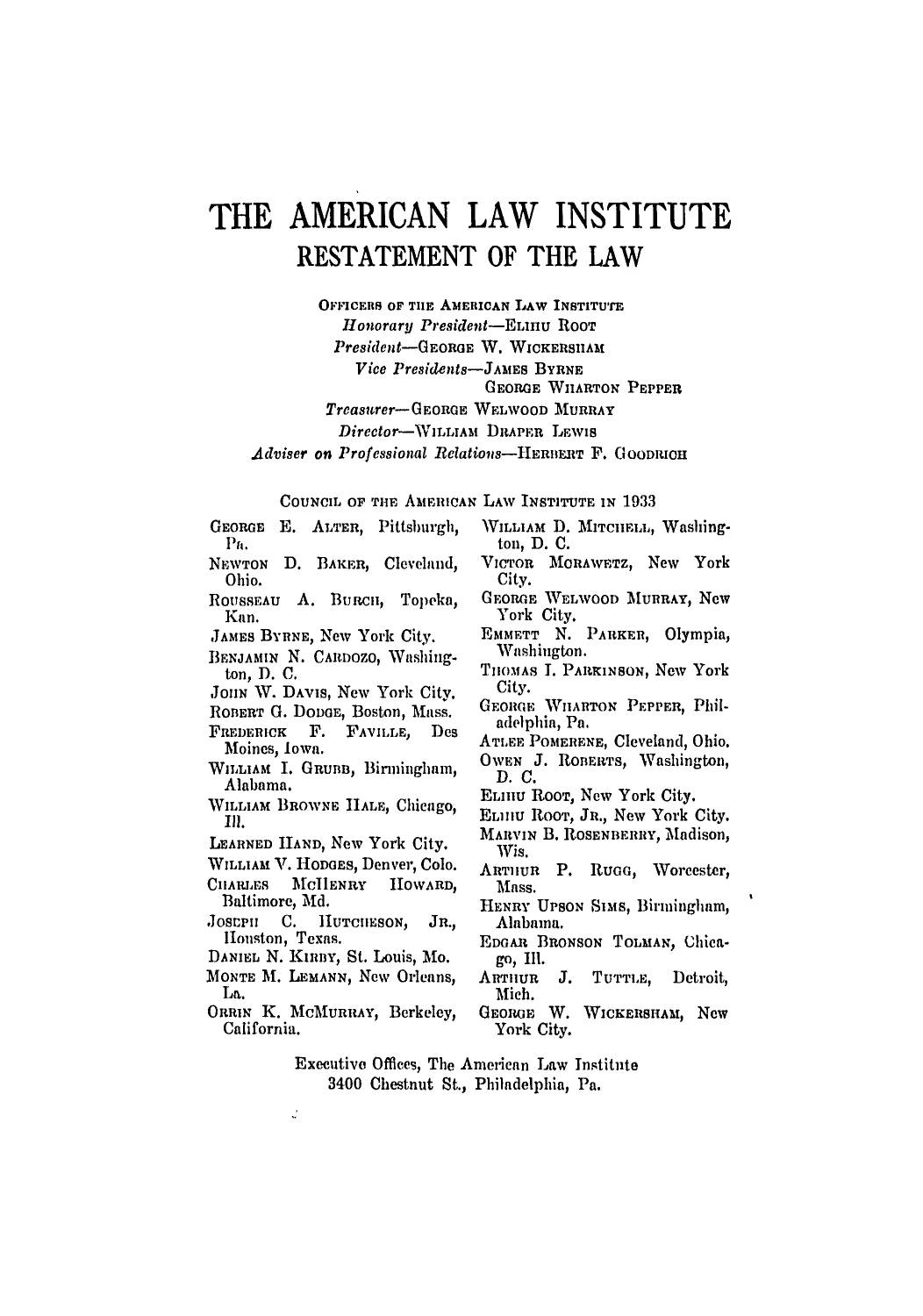# THE AMERICAN LAW INSTITUTE

## RESTATEMENT OF THE LAW

OFFICERS OF THE AMERICAN LAW INSTITUTE

*Honorary President*—ELIHU ROOT

*President*—GEORGE W. WICKERSHAM

*Vice Presidents*—JAMES BYRNE
GEORGE WHARTON PEPPER

*Treasurer*—GEORGE WELWOOD MURRAY

*Director*—WILLIAM DRAPER LEWIS

*Adviser on Professional Relations*—HERBERT F. GOODRICH

COUNCIL OF THE AMERICAN LAW INSTITUTE IN 1933

GEORGE E. ALTER, Pittsburgh, Pa.

NEWTON D. BAKER, Cleveland, Ohio.

ROUSSEAU A. BURCH, Topeka, Kan.

JAMES BYRNE, New York City.

BENJAMIN N. CARDOZO, Washington, D. C.

JOHN W. DAVIS, New York City.

ROBERT G. DODGE, Boston, Mass.

FREDERICK F. FAVILLE, Des Moines, Iowa.

WILLIAM I. GRUBB, Birmingham, Alabama.

WILLIAM BROWNE HALE, Chicago, Ill.

LEARNED HAND, New York City.

WILLIAM V. HODGES, Denver, Colo.

CHARLES MCHENRY HOWARD, Baltimore, Md.

JOSEPH C. HUTCHESON, JR., Houston, Texas.

DANIEL N. KIRBY, St. Louis, Mo.

MONTE M. LEMANN, New Orleans, La.

ORRIN K. MCMURRAY, Berkeley, California.

WILLIAM D. MITCHELL, Washington, D. C.

VICTOR MORAWETZ, New York City.

GEORGE WELWOOD MURRAY, New York City.

EMMETT N. PARKER, Olympia, Washington.

THOMAS I. PARKINSON, New York City.

GEORGE WHARTON PEPPER, Philadelphia, Pa.

ATLEE POMERENE, Cleveland, Ohio.

OWEN J. ROBERTS, Washington, D. C.

ELIHU ROOT, New York City.

ELIHU ROOT, JR., New York City.

MARVIN B. ROSENBERRY, Madison, Wis.

ARTHUR P. RUGG, Worcester, Mass.

HENRY UPSON SIMS, Birmingham, Alabama.

EDGAR BRONSON TOLMAN, Chicago, Ill.

ARTHUR J. TUTTLE, Detroit, Mich.

GEORGE W. WICKERSHAM, New York City.

Executive Offices, The American Law Institute
3400 Chestnut St., Philadelphia, Pa.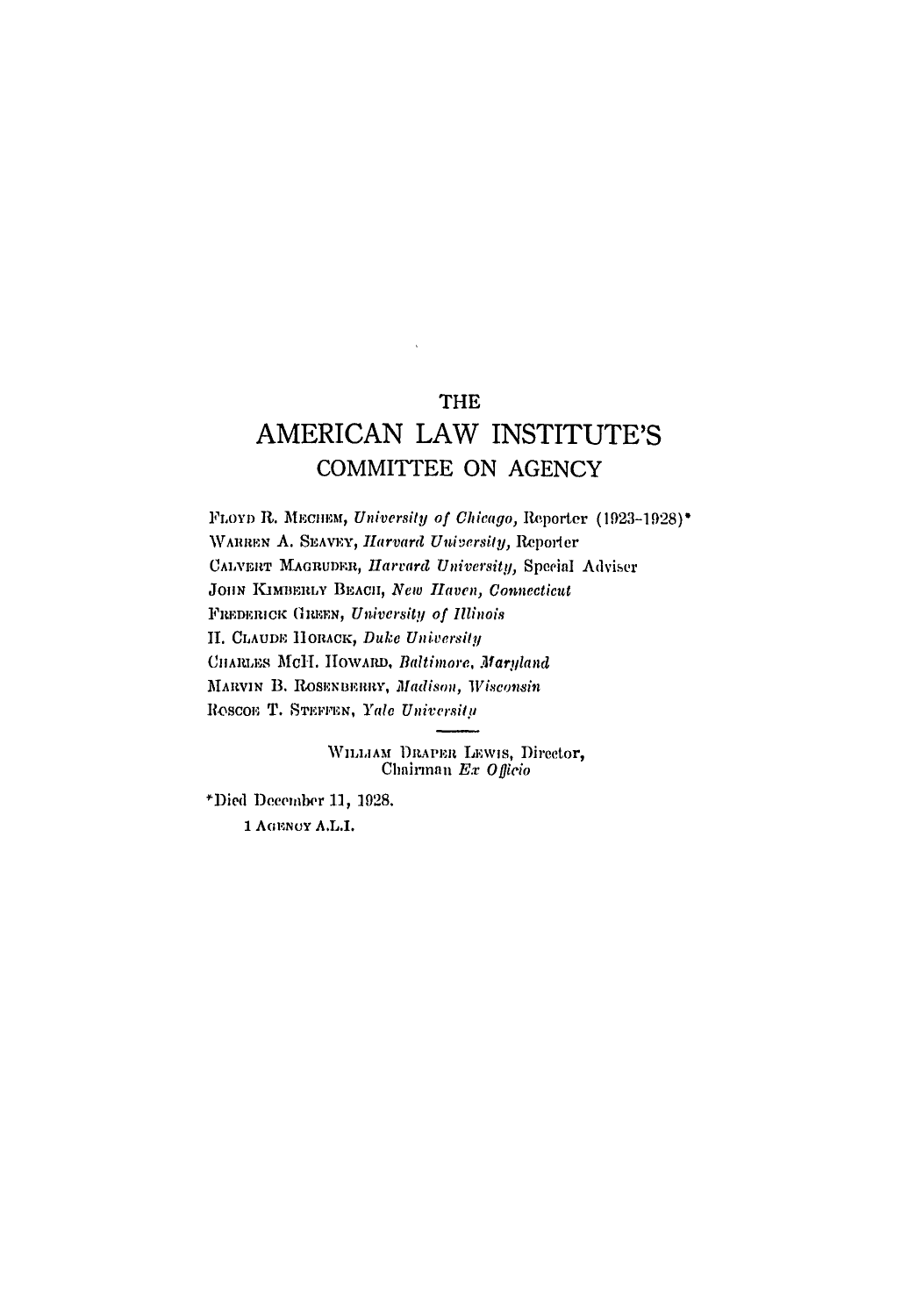# THE AMERICAN LAW INSTITUTE'S COMMITTEE ON AGENCY

FLOYD R. MECHEM, *University of Chicago*, Reporter (1923-1928)*
WARREN A. SEAVEY, *Harvard University*, Reporter
CALVERT MAGRUDER, *Harvard University*, Special Adviser
JOHN KIMBERLY BEACH, *New Haven, Connecticut*
FREDERICK GREEN, *University of Illinois*
H. CLAUDE HORACK, *Duke University*
CHARLES McH. HOWARD, *Baltimore, Maryland*
MARVIN B. ROSENBERRY, *Madison, Wisconsin*
ROSCOE T. STEFFEN, *Yale University*

WILLIAM DRAPER LEWIS, Director,
Chairman *Ex Officio*

*Died December 11, 1928.

1 AGENCY A.L.I.